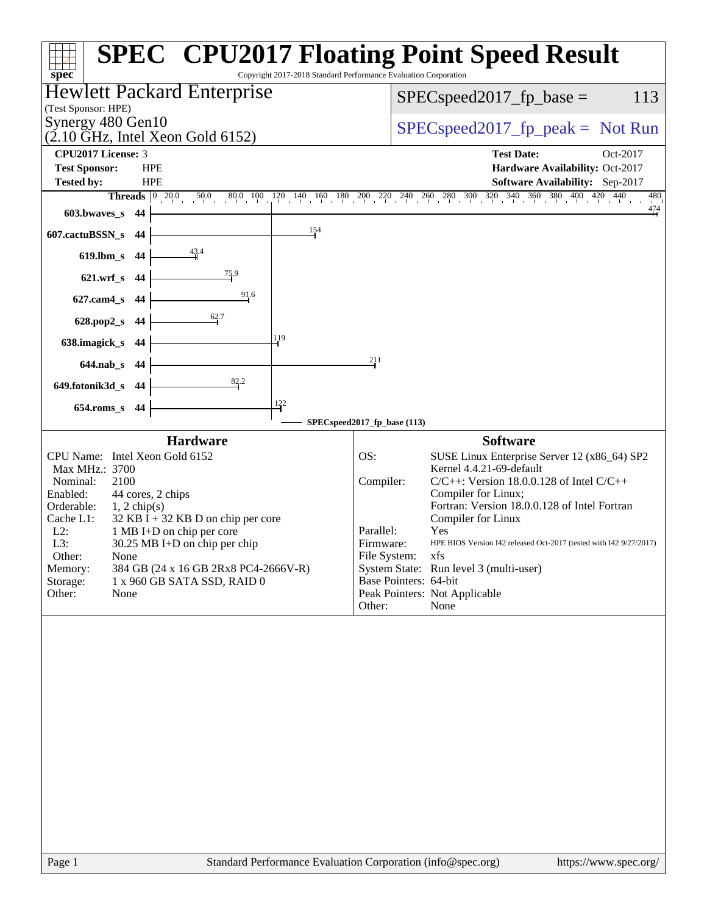# SPEC CPU2017 Floating Point Speed Result

Copyright 2017-2018 Standard Performance Evaluation Corporation

**Hewlett Packard Enterprise**
(Test Sponsor: HPE)
Synergy 480 Gen10
(2.10 GHz, Intel Xeon Gold 6152)

SPECspeed2017_fp_base = 113

SPECspeed2017_fp_peak = Not Run

| | | | |
|---|---|---|---|
| **CPU2017 License:** | 3 | **Test Date:** | Oct-2017 |
| **Test Sponsor:** | HPE | **Hardware Availability:** | Oct-2017 |
| **Tested by:** | HPE | **Software Availability:** | Sep-2017 |

| Benchmark | Threads | Base Result |
|---|---|---|
| 603.bwaves_s | 44 | 474 |
| 607.cactuBSSN_s | 44 | 154 |
| 619.lbm_s | 44 | 43.4 |
| 621.wrf_s | 44 | 75.9 |
| 627.cam4_s | 44 | 91.6 |
| 628.pop2_s | 44 | 62.7 |
| 638.imagick_s | 44 | 119 |
| 644.nab_s | 44 | 211 |
| 649.fotonik3d_s | 44 | 82.2 |
| 654.roms_s | 44 | 122 |

SPECspeed2017_fp_base (113)

## Hardware

| | |
|---|---|
| CPU Name: | Intel Xeon Gold 6152 |
| Max MHz.: | 3700 |
| Nominal: | 2100 |
| Enabled: | 44 cores, 2 chips |
| Orderable: | 1, 2 chip(s) |
| Cache L1: | 32 KB I + 32 KB D on chip per core |
| L2: | 1 MB I+D on chip per core |
| L3: | 30.25 MB I+D on chip per chip |
| Other: | None |
| Memory: | 384 GB (24 x 16 GB 2Rx8 PC4-2666V-R) |
| Storage: | 1 x 960 GB SATA SSD, RAID 0 |
| Other: | None |

## Software

| | |
|---|---|
| OS: | SUSE Linux Enterprise Server 12 (x86_64) SP2 Kernel 4.4.21-69-default |
| Compiler: | C/C++: Version 18.0.0.128 of Intel C/C++ Compiler for Linux; Fortran: Version 18.0.0.128 of Intel Fortran Compiler for Linux |
| Parallel: | Yes |
| Firmware: | HPE BIOS Version I42 released Oct-2017 (tested with I42 9/27/2017) |
| File System: | xfs |
| System State: | Run level 3 (multi-user) |
| Base Pointers: | 64-bit |
| Peak Pointers: | Not Applicable |
| Other: | None |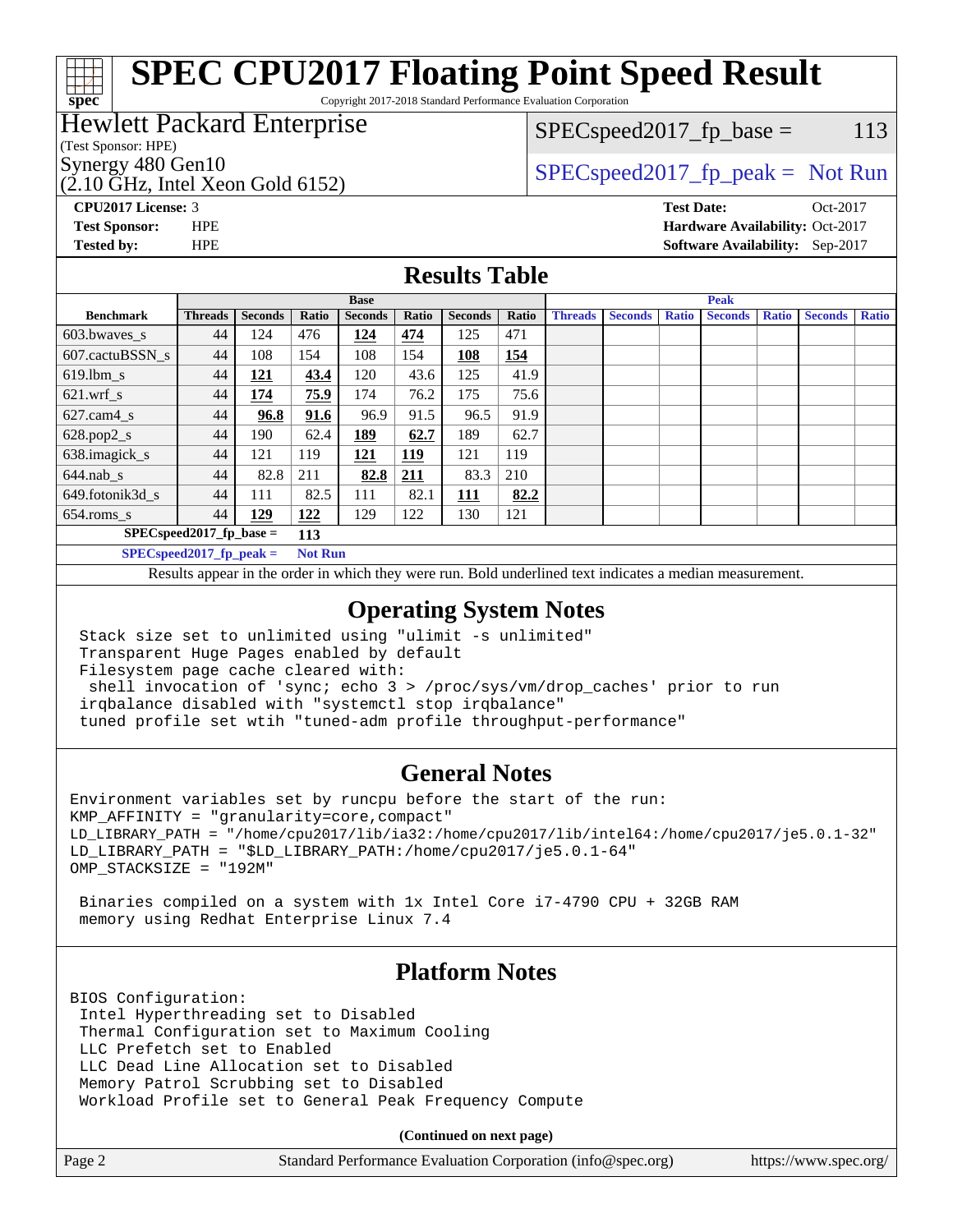# SPEC CPU2017 Floating Point Speed Result

Copyright 2017-2018 Standard Performance Evaluation Corporation

**Hewlett Packard Enterprise**
(Test Sponsor: HPE)
Synergy 480 Gen10
(2.10 GHz, Intel Xeon Gold 6152)

SPECspeed2017_fp_base = 113

SPECspeed2017_fp_peak = Not Run

**CPU2017 License:** 3
**Test Sponsor:** HPE
**Tested by:** HPE

**Test Date:** Oct-2017
**Hardware Availability:** Oct-2017
**Software Availability:** Sep-2017

## Results Table

| Benchmark | Base | | | | | | | Peak | | | | | | |
|---|---|---|---|---|---|---|---|---|---|---|---|---|---|---|
| | Threads | Seconds | Ratio | Seconds | Ratio | Seconds | Ratio | Threads | Seconds | Ratio | Seconds | Ratio | Seconds | Ratio |
| 603.bwaves_s | 44 | 124 | 476 | **124** | **474** | 125 | 471 | | | | | | | |
| 607.cactuBSSN_s | 44 | 108 | 154 | 108 | 154 | **108** | **154** | | | | | | | |
| 619.lbm_s | 44 | **121** | **43.4** | 120 | 43.6 | 125 | 41.9 | | | | | | | |
| 621.wrf_s | 44 | **174** | **75.9** | 174 | 76.2 | 175 | 75.6 | | | | | | | |
| 627.cam4_s | 44 | **96.8** | **91.6** | 96.9 | 91.5 | 96.5 | 91.9 | | | | | | | |
| 628.pop2_s | 44 | 190 | 62.4 | **189** | **62.7** | 189 | 62.7 | | | | | | | |
| 638.imagick_s | 44 | 121 | 119 | **121** | **119** | 121 | 119 | | | | | | | |
| 644.nab_s | 44 | 82.8 | 211 | **82.8** | **211** | 83.3 | 210 | | | | | | | |
| 649.fotonik3d_s | 44 | 111 | 82.5 | 111 | 82.1 | **111** | **82.2** | | | | | | | |
| 654.roms_s | 44 | **129** | **122** | 129 | 122 | 130 | 121 | | | | | | | |

**SPECspeed2017_fp_base =** **113**

**SPECspeed2017_fp_peak =** **Not Run**

Results appear in the order in which they were run. Bold underlined text indicates a median measurement.

## Operating System Notes

```
Stack size set to unlimited using "ulimit -s unlimited"
Transparent Huge Pages enabled by default
Filesystem page cache cleared with:
 shell invocation of 'sync; echo 3 > /proc/sys/vm/drop_caches' prior to run
irqbalance disabled with "systemctl stop irqbalance"
tuned profile set wtih "tuned-adm profile throughput-performance"
```

## General Notes

```
Environment variables set by runcpu before the start of the run:
KMP_AFFINITY = "granularity=core,compact"
LD_LIBRARY_PATH = "/home/cpu2017/lib/ia32:/home/cpu2017/lib/intel64:/home/cpu2017/je5.0.1-32"
LD_LIBRARY_PATH = "$LD_LIBRARY_PATH:/home/cpu2017/je5.0.1-64"
OMP_STACKSIZE = "192M"

 Binaries compiled on a system with 1x Intel Core i7-4790 CPU + 32GB RAM
 memory using Redhat Enterprise Linux 7.4
```

## Platform Notes

```
BIOS Configuration:
 Intel Hyperthreading set to Disabled
 Thermal Configuration set to Maximum Cooling
 LLC Prefetch set to Enabled
 LLC Dead Line Allocation set to Disabled
 Memory Patrol Scrubbing set to Disabled
 Workload Profile set to General Peak Frequency Compute
```

**(Continued on next page)**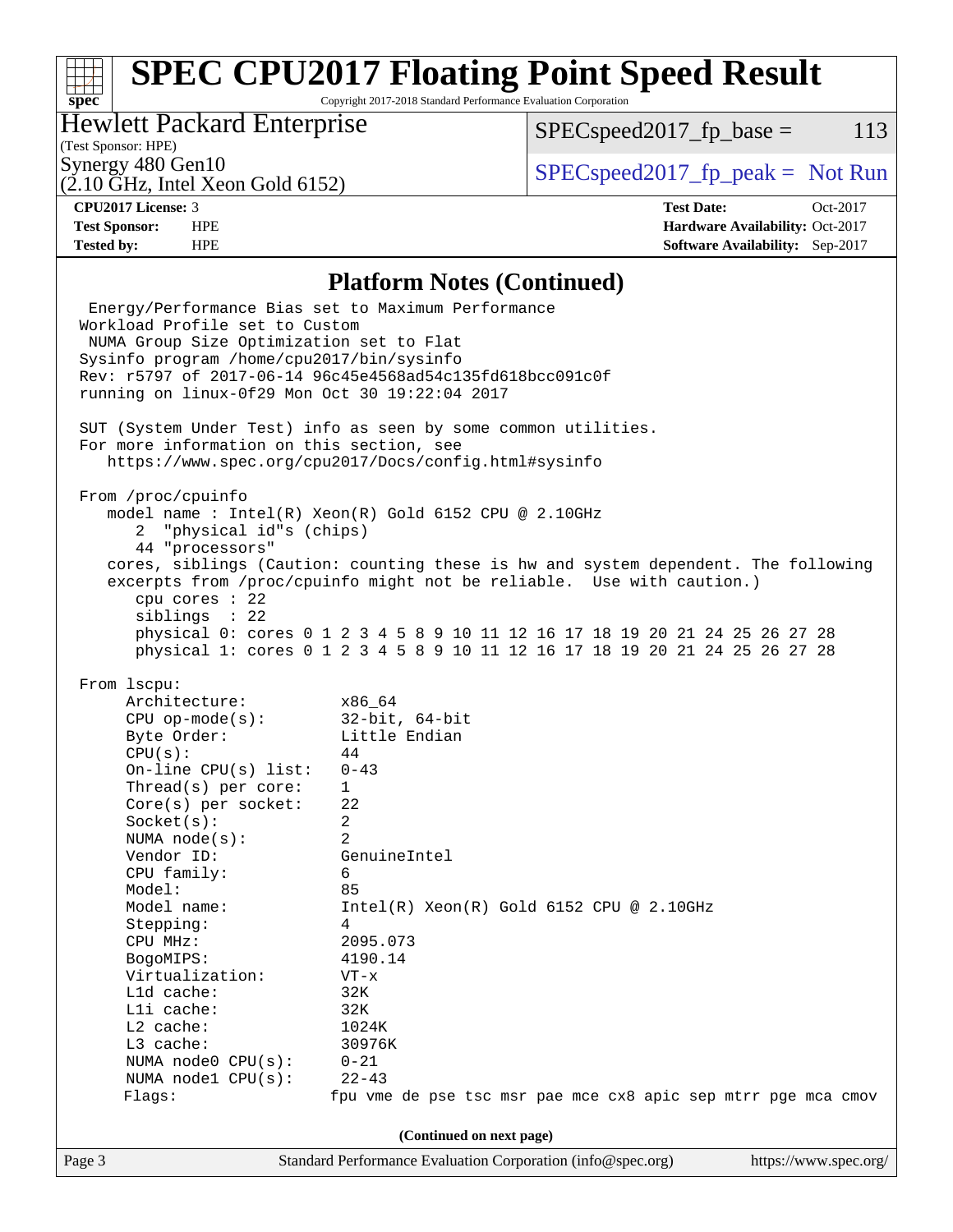# SPEC CPU2017 Floating Point Speed Result

Copyright 2017-2018 Standard Performance Evaluation Corporation

**Hewlett Packard Enterprise**
(Test Sponsor: HPE)
Synergy 480 Gen10
(2.10 GHz, Intel Xeon Gold 6152)

SPECspeed2017_fp_base = 113

SPECspeed2017_fp_peak = Not Run

**CPU2017 License:** 3
**Test Sponsor:** HPE
**Tested by:** HPE

**Test Date:** Oct-2017
**Hardware Availability:** Oct-2017
**Software Availability:** Sep-2017

## Platform Notes (Continued)

```
  Energy/Performance Bias set to Maximum Performance
 Workload Profile set to Custom
  NUMA Group Size Optimization set to Flat
 Sysinfo program /home/cpu2017/bin/sysinfo
 Rev: r5797 of 2017-06-14 96c45e4568ad54c135fd618bcc091c0f
 running on linux-0f29 Mon Oct 30 19:22:04 2017

 SUT (System Under Test) info as seen by some common utilities.
 For more information on this section, see
    https://www.spec.org/cpu2017/Docs/config.html#sysinfo

 From /proc/cpuinfo
    model name : Intel(R) Xeon(R) Gold 6152 CPU @ 2.10GHz
       2  "physical id"s (chips)
       44 "processors"
    cores, siblings (Caution: counting these is hw and system dependent. The following
    excerpts from /proc/cpuinfo might not be reliable.  Use with caution.)
       cpu cores : 22
       siblings  : 22
       physical 0: cores 0 1 2 3 4 5 8 9 10 11 12 16 17 18 19 20 21 24 25 26 27 28
       physical 1: cores 0 1 2 3 4 5 8 9 10 11 12 16 17 18 19 20 21 24 25 26 27 28

 From lscpu:
      Architecture:          x86_64
      CPU op-mode(s):        32-bit, 64-bit
      Byte Order:            Little Endian
      CPU(s):                44
      On-line CPU(s) list:   0-43
      Thread(s) per core:    1
      Core(s) per socket:    22
      Socket(s):             2
      NUMA node(s):          2
      Vendor ID:             GenuineIntel
      CPU family:            6
      Model:                 85
      Model name:            Intel(R) Xeon(R) Gold 6152 CPU @ 2.10GHz
      Stepping:              4
      CPU MHz:               2095.073
      BogoMIPS:              4190.14
      Virtualization:        VT-x
      L1d cache:             32K
      L1i cache:             32K
      L2 cache:              1024K
      L3 cache:              30976K
      NUMA node0 CPU(s):     0-21
      NUMA node1 CPU(s):     22-43
      Flags:                fpu vme de pse tsc msr pae mce cx8 apic sep mtrr pge mca cmov
```

(Continued on next page)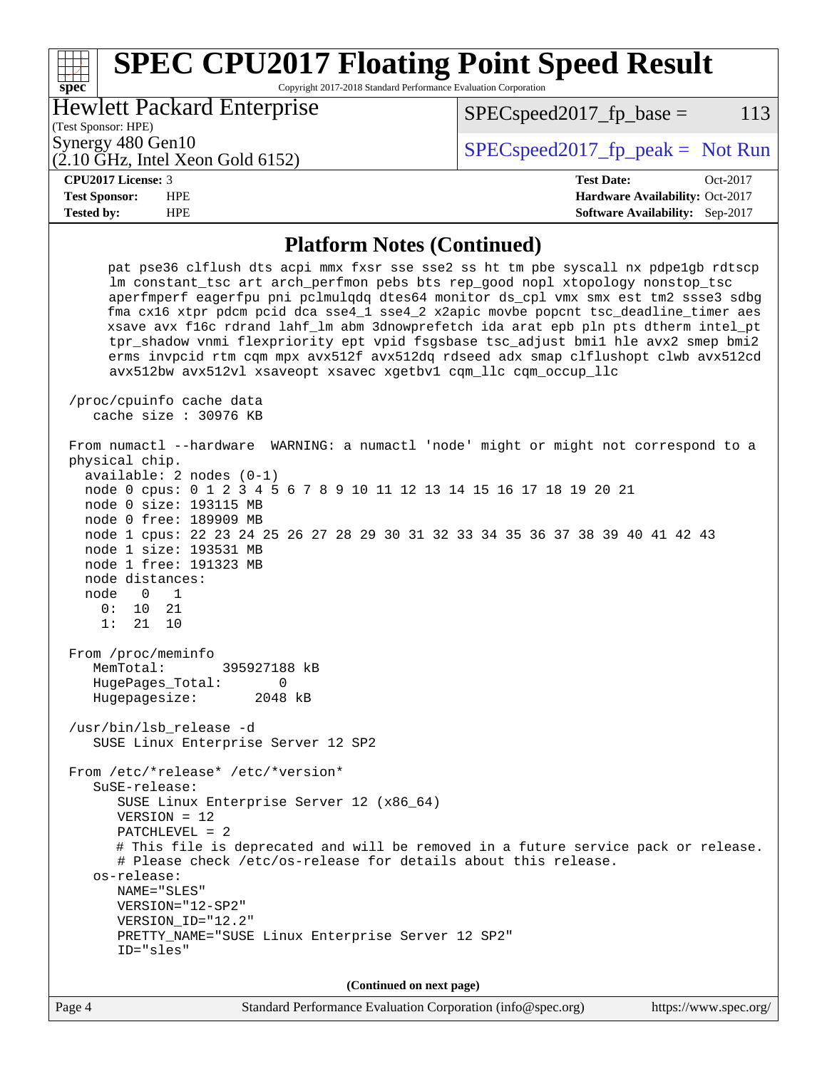# SPEC CPU2017 Floating Point Speed Result

Copyright 2017-2018 Standard Performance Evaluation Corporation

**Hewlett Packard Enterprise**
(Test Sponsor: HPE)
Synergy 480 Gen10
(2.10 GHz, Intel Xeon Gold 6152)

SPECspeed2017_fp_base = 113
SPECspeed2017_fp_peak = Not Run

| | | | |
|---|---|---|---|
| **CPU2017 License:** | 3 | **Test Date:** | Oct-2017 |
| **Test Sponsor:** | HPE | **Hardware Availability:** | Oct-2017 |
| **Tested by:** | HPE | **Software Availability:** | Sep-2017 |

## Platform Notes (Continued)

```
      pat pse36 clflush dts acpi mmx fxsr sse sse2 ss ht tm pbe syscall nx pdpe1gb rdtscp
      lm constant_tsc art arch_perfmon pebs bts rep_good nopl xtopology nonstop_tsc
      aperfmperf eagerfpu pni pclmulqdq dtes64 monitor ds_cpl vmx smx est tm2 ssse3 sdbg
      fma cx16 xtpr pdcm pcid dca sse4_1 sse4_2 x2apic movbe popcnt tsc_deadline_timer aes
      xsave avx f16c rdrand lahf_lm abm 3dnowprefetch ida arat epb pln pts dtherm intel_pt
      tpr_shadow vnmi flexpriority ept vpid fsgsbase tsc_adjust bmi1 hle avx2 smep bmi2
      erms invpcid rtm cqm mpx avx512f avx512dq rdseed adx smap clflushopt clwb avx512cd
      avx512bw avx512vl xsaveopt xsavec xgetbv1 cqm_llc cqm_occup_llc

 /proc/cpuinfo cache data
    cache size : 30976 KB

 From numactl --hardware  WARNING: a numactl 'node' might or might not correspond to a
 physical chip.
   available: 2 nodes (0-1)
   node 0 cpus: 0 1 2 3 4 5 6 7 8 9 10 11 12 13 14 15 16 17 18 19 20 21
   node 0 size: 193115 MB
   node 0 free: 189909 MB
   node 1 cpus: 22 23 24 25 26 27 28 29 30 31 32 33 34 35 36 37 38 39 40 41 42 43
   node 1 size: 193531 MB
   node 1 free: 191323 MB
   node distances:
   node   0   1
     0:  10  21
     1:  21  10

 From /proc/meminfo
    MemTotal:       395927188 kB
    HugePages_Total:       0
    Hugepagesize:       2048 kB

 /usr/bin/lsb_release -d
    SUSE Linux Enterprise Server 12 SP2

 From /etc/*release* /etc/*version*
    SuSE-release:
       SUSE Linux Enterprise Server 12 (x86_64)
       VERSION = 12
       PATCHLEVEL = 2
       # This file is deprecated and will be removed in a future service pack or release.
       # Please check /etc/os-release for details about this release.
    os-release:
       NAME="SLES"
       VERSION="12-SP2"
       VERSION_ID="12.2"
       PRETTY_NAME="SUSE Linux Enterprise Server 12 SP2"
       ID="sles"
```

**(Continued on next page)**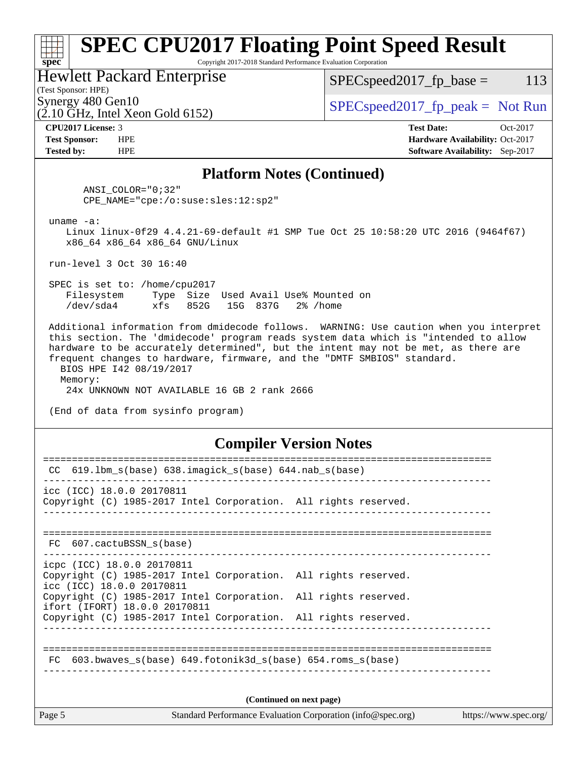# SPEC CPU2017 Floating Point Speed Result

Copyright 2017-2018 Standard Performance Evaluation Corporation

**Hewlett Packard Enterprise**
(Test Sponsor: HPE)
Synergy 480 Gen10
(2.10 GHz, Intel Xeon Gold 6152)

SPECspeed2017_fp_base = 113

SPECspeed2017_fp_peak = Not Run

**CPU2017 License:** 3
**Test Sponsor:** HPE
**Tested by:** HPE

**Test Date:** Oct-2017
**Hardware Availability:** Oct-2017
**Software Availability:** Sep-2017

## Platform Notes (Continued)

```
      ANSI_COLOR="0;32"
      CPE_NAME="cpe:/o:suse:sles:12:sp2"

 uname -a:
    Linux linux-0f29 4.4.21-69-default #1 SMP Tue Oct 25 10:58:20 UTC 2016 (9464f67)
    x86_64 x86_64 x86_64 GNU/Linux

 run-level 3 Oct 30 16:40

 SPEC is set to: /home/cpu2017
    Filesystem     Type  Size  Used Avail Use% Mounted on
    /dev/sda4      xfs   852G   15G  837G   2% /home

 Additional information from dmidecode follows.  WARNING: Use caution when you interpret
 this section. The 'dmidecode' program reads system data which is "intended to allow
 hardware to be accurately determined", but the intent may not be met, as there are
 frequent changes to hardware, firmware, and the "DMTF SMBIOS" standard.
   BIOS HPE I42 08/19/2017
   Memory:
    24x UNKNOWN NOT AVAILABLE 16 GB 2 rank 2666

 (End of data from sysinfo program)
```

## Compiler Version Notes

```
==============================================================================
 CC  619.lbm_s(base) 638.imagick_s(base) 644.nab_s(base)
------------------------------------------------------------------------------
icc (ICC) 18.0.0 20170811
Copyright (C) 1985-2017 Intel Corporation.  All rights reserved.
------------------------------------------------------------------------------

==============================================================================
 FC  607.cactuBSSN_s(base)
------------------------------------------------------------------------------
icpc (ICC) 18.0.0 20170811
Copyright (C) 1985-2017 Intel Corporation.  All rights reserved.
icc (ICC) 18.0.0 20170811
Copyright (C) 1985-2017 Intel Corporation.  All rights reserved.
ifort (IFORT) 18.0.0 20170811
Copyright (C) 1985-2017 Intel Corporation.  All rights reserved.
------------------------------------------------------------------------------

==============================================================================
 FC  603.bwaves_s(base) 649.fotonik3d_s(base) 654.roms_s(base)
------------------------------------------------------------------------------
```

**(Continued on next page)**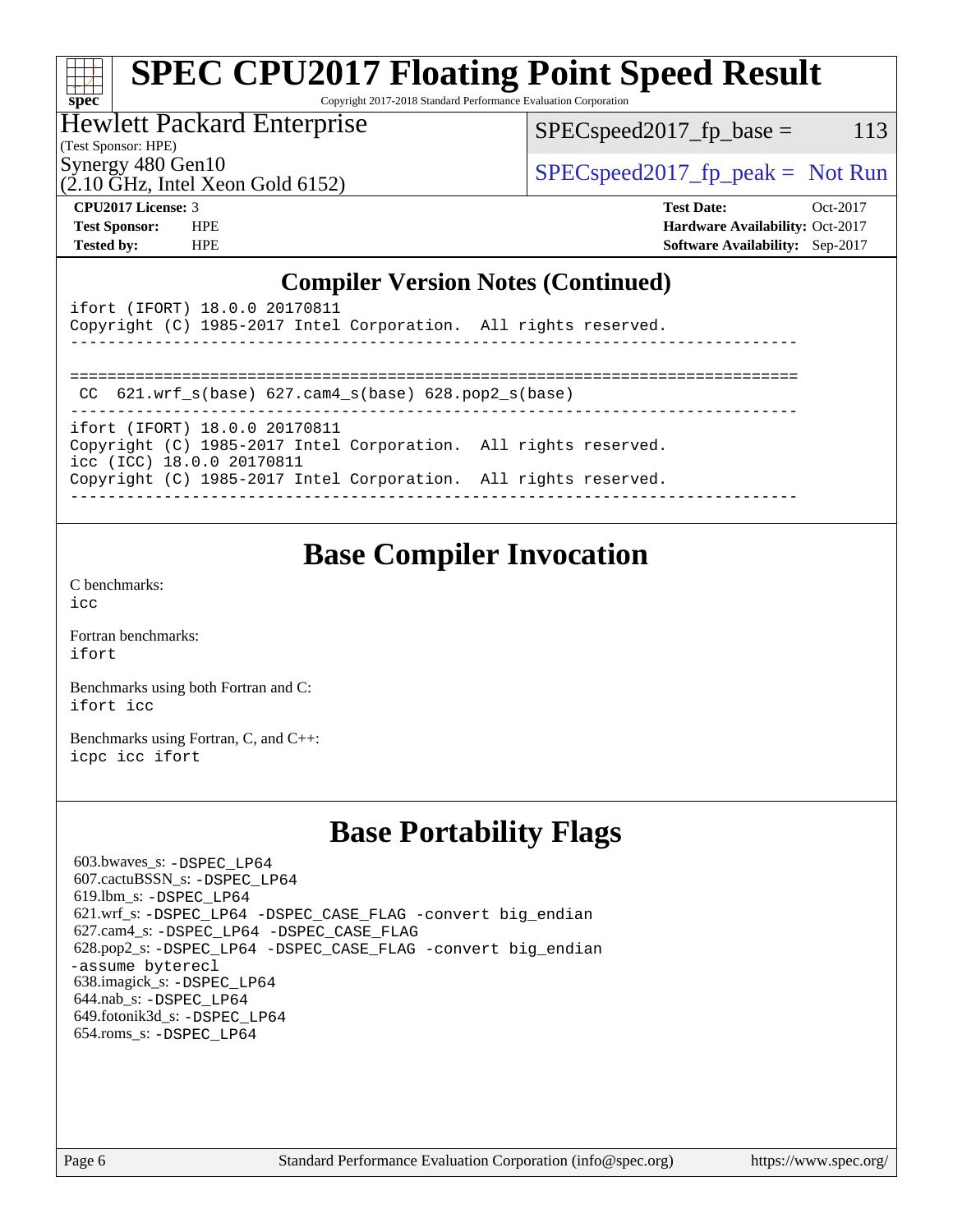# SPEC CPU2017 Floating Point Speed Result

Copyright 2017-2018 Standard Performance Evaluation Corporation

**Hewlett Packard Enterprise**
(Test Sponsor: HPE)
Synergy 480 Gen10
(2.10 GHz, Intel Xeon Gold 6152)

SPECspeed2017_fp_base = 113

SPECspeed2017_fp_peak = Not Run

| | | | |
|---|---|---|---|
| **CPU2017 License:** | 3 | **Test Date:** | Oct-2017 |
| **Test Sponsor:** | HPE | **Hardware Availability:** | Oct-2017 |
| **Tested by:** | HPE | **Software Availability:** | Sep-2017 |

## Compiler Version Notes (Continued)

```
ifort (IFORT) 18.0.0 20170811
Copyright (C) 1985-2017 Intel Corporation.  All rights reserved.
------------------------------------------------------------------------------

==============================================================================
 CC  621.wrf_s(base) 627.cam4_s(base) 628.pop2_s(base)
------------------------------------------------------------------------------
ifort (IFORT) 18.0.0 20170811
Copyright (C) 1985-2017 Intel Corporation.  All rights reserved.
icc (ICC) 18.0.0 20170811
Copyright (C) 1985-2017 Intel Corporation.  All rights reserved.
------------------------------------------------------------------------------
```

## Base Compiler Invocation

C benchmarks:
icc

Fortran benchmarks:
ifort

Benchmarks using both Fortran and C:
ifort icc

Benchmarks using Fortran, C, and C++:
icpc icc ifort

## Base Portability Flags

603.bwaves_s: -DSPEC_LP64
607.cactuBSSN_s: -DSPEC_LP64
619.lbm_s: -DSPEC_LP64
621.wrf_s: -DSPEC_LP64 -DSPEC_CASE_FLAG -convert big_endian
627.cam4_s: -DSPEC_LP64 -DSPEC_CASE_FLAG
628.pop2_s: -DSPEC_LP64 -DSPEC_CASE_FLAG -convert big_endian -assume byterecl
638.imagick_s: -DSPEC_LP64
644.nab_s: -DSPEC_LP64
649.fotonik3d_s: -DSPEC_LP64
654.roms_s: -DSPEC_LP64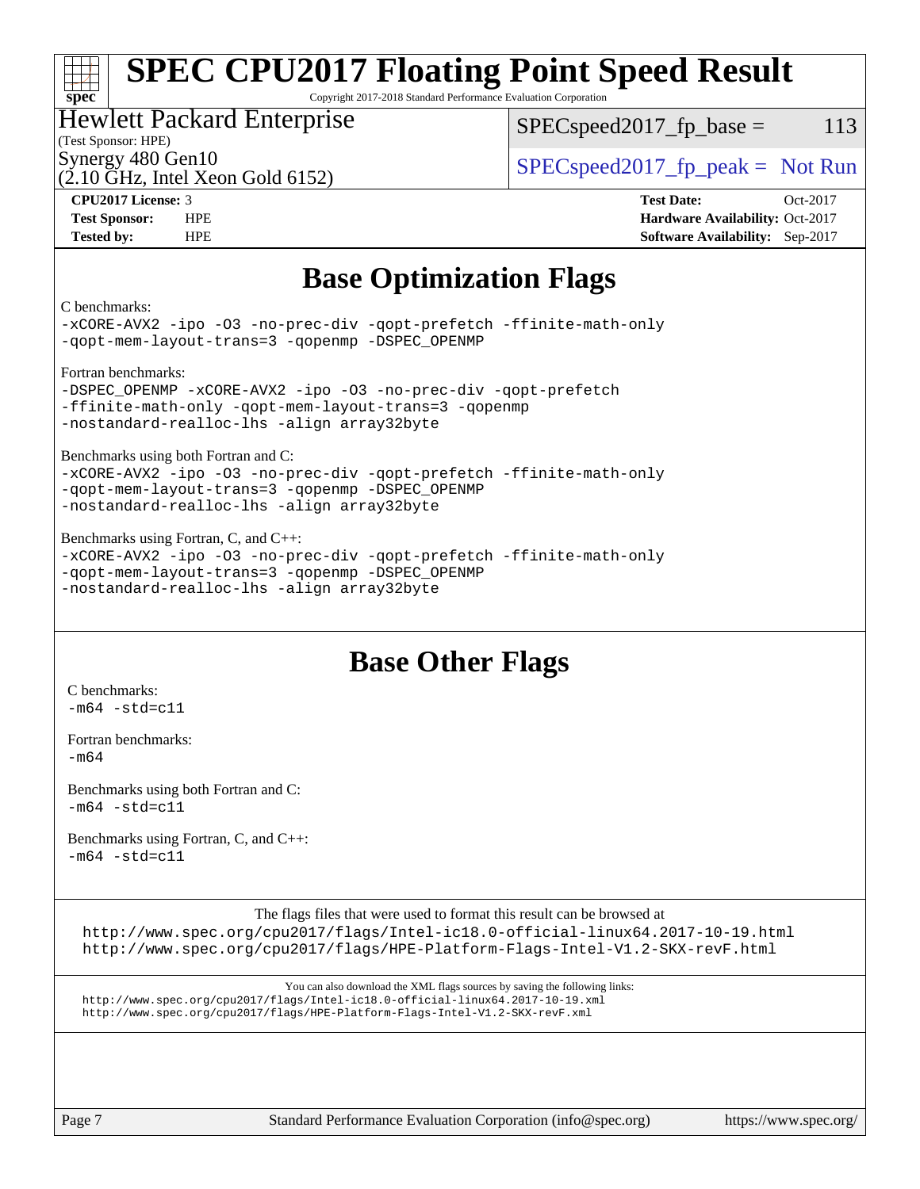# SPEC CPU2017 Floating Point Speed Result

Copyright 2017-2018 Standard Performance Evaluation Corporation

**Hewlett Packard Enterprise**
(Test Sponsor: HPE)
Synergy 480 Gen10
(2.10 GHz, Intel Xeon Gold 6152)

SPECspeed2017_fp_base = 113

SPECspeed2017_fp_peak = Not Run

**CPU2017 License:** 3
**Test Sponsor:** HPE
**Tested by:** HPE

**Test Date:** Oct-2017
**Hardware Availability:** Oct-2017
**Software Availability:** Sep-2017

## Base Optimization Flags

C benchmarks:
```
-xCORE-AVX2 -ipo -O3 -no-prec-div -qopt-prefetch -ffinite-math-only
-qopt-mem-layout-trans=3 -qopenmp -DSPEC_OPENMP
```

Fortran benchmarks:
```
-DSPEC_OPENMP -xCORE-AVX2 -ipo -O3 -no-prec-div -qopt-prefetch
-ffinite-math-only -qopt-mem-layout-trans=3 -qopenmp
-nostandard-realloc-lhs -align array32byte
```

Benchmarks using both Fortran and C:
```
-xCORE-AVX2 -ipo -O3 -no-prec-div -qopt-prefetch -ffinite-math-only
-qopt-mem-layout-trans=3 -qopenmp -DSPEC_OPENMP
-nostandard-realloc-lhs -align array32byte
```

Benchmarks using Fortran, C, and C++:
```
-xCORE-AVX2 -ipo -O3 -no-prec-div -qopt-prefetch -ffinite-math-only
-qopt-mem-layout-trans=3 -qopenmp -DSPEC_OPENMP
-nostandard-realloc-lhs -align array32byte
```

## Base Other Flags

C benchmarks:
```
-m64 -std=c11
```

Fortran benchmarks:
```
-m64
```

Benchmarks using both Fortran and C:
```
-m64 -std=c11
```

Benchmarks using Fortran, C, and C++:
```
-m64 -std=c11
```

The flags files that were used to format this result can be browsed at
http://www.spec.org/cpu2017/flags/Intel-ic18.0-official-linux64.2017-10-19.html
http://www.spec.org/cpu2017/flags/HPE-Platform-Flags-Intel-V1.2-SKX-revF.html

You can also download the XML flags sources by saving the following links:
http://www.spec.org/cpu2017/flags/Intel-ic18.0-official-linux64.2017-10-19.xml
http://www.spec.org/cpu2017/flags/HPE-Platform-Flags-Intel-V1.2-SKX-revF.xml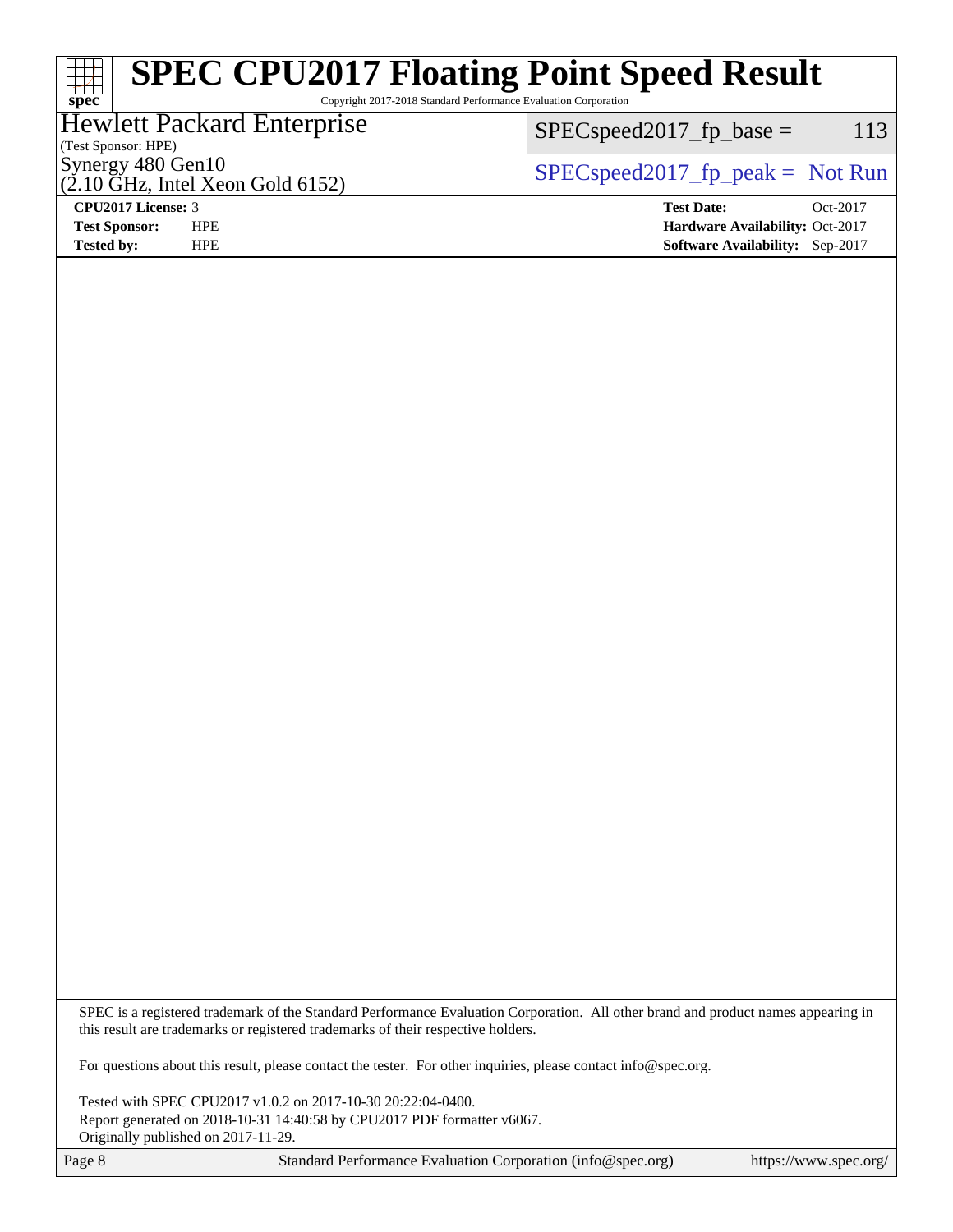SPEC is a registered trademark of the Standard Performance Evaluation Corporation. All other brand and product names appearing in this result are trademarks or registered trademarks of their respective holders.

For questions about this result, please contact the tester. For other inquiries, please contact info@spec.org.

Tested with SPEC CPU2017 v1.0.2 on 2017-10-30 20:22:04-0400.
Report generated on 2018-10-31 14:40:58 by CPU2017 PDF formatter v6067.
Originally published on 2017-11-29.